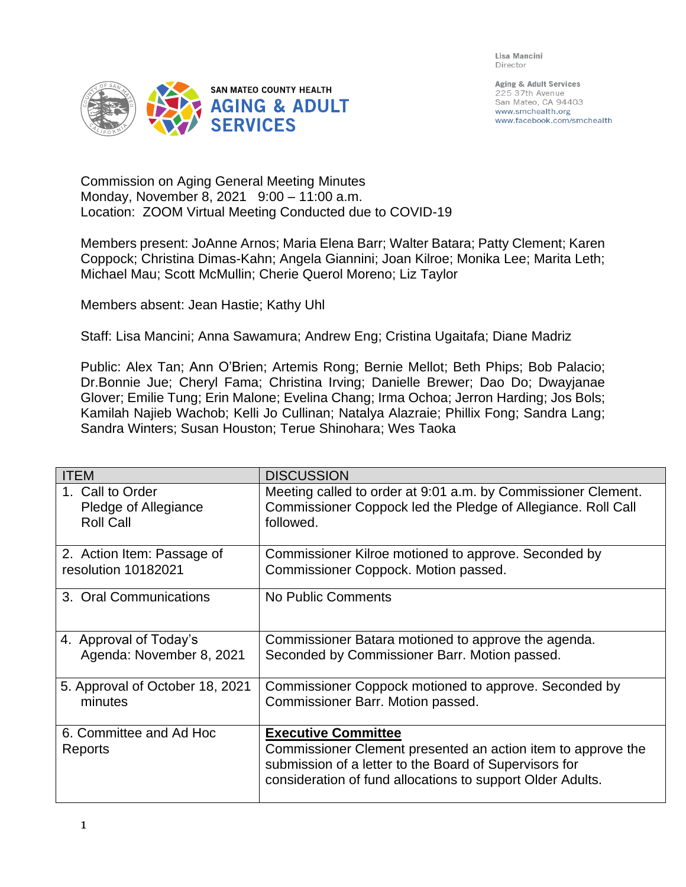Lisa Mancini
Director

Aging & Adult Services
225 37th Avenue
San Mateo, CA 94403
www.smchealth.org
www.facebook.com/smchealth

SAN MATEO COUNTY HEALTH
**AGING & ADULT SERVICES**

Commission on Aging General Meeting Minutes
Monday, November 8, 2021 9:00 – 11:00 a.m.
Location: ZOOM Virtual Meeting Conducted due to COVID-19

Members present: JoAnne Arnos; Maria Elena Barr; Walter Batara; Patty Clement; Karen Coppock; Christina Dimas-Kahn; Angela Giannini; Joan Kilroe; Monika Lee; Marita Leth; Michael Mau; Scott McMullin; Cherie Querol Moreno; Liz Taylor

Members absent: Jean Hastie; Kathy Uhl

Staff: Lisa Mancini; Anna Sawamura; Andrew Eng; Cristina Ugaitafa; Diane Madriz

Public: Alex Tan; Ann O'Brien; Artemis Rong; Bernie Mellot; Beth Phips; Bob Palacio; Dr.Bonnie Jue; Cheryl Fama; Christina Irving; Danielle Brewer; Dao Do; Dwayjanae Glover; Emilie Tung; Erin Malone; Evelina Chang; Irma Ochoa; Jerron Harding; Jos Bols; Kamilah Najieb Wachob; Kelli Jo Cullinan; Natalya Alazraie; Phillix Fong; Sandra Lang; Sandra Winters; Susan Houston; Terue Shinohara; Wes Taoka

| ITEM | DISCUSSION |
|---|---|
| 1. Call to Order<br>Pledge of Allegiance<br>Roll Call | Meeting called to order at 9:01 a.m. by Commissioner Clement. Commissioner Coppock led the Pledge of Allegiance. Roll Call followed. |
| 2. Action Item: Passage of resolution 10182021 | Commissioner Kilroe motioned to approve. Seconded by Commissioner Coppock. Motion passed. |
| 3. Oral Communications | No Public Comments |
| 4. Approval of Today's Agenda: November 8, 2021 | Commissioner Batara motioned to approve the agenda. Seconded by Commissioner Barr. Motion passed. |
| 5. Approval of October 18, 2021 minutes | Commissioner Coppock motioned to approve. Seconded by Commissioner Barr. Motion passed. |
| 6. Committee and Ad Hoc Reports | **Executive Committee**<br>Commissioner Clement presented an action item to approve the submission of a letter to the Board of Supervisors for consideration of fund allocations to support Older Adults. |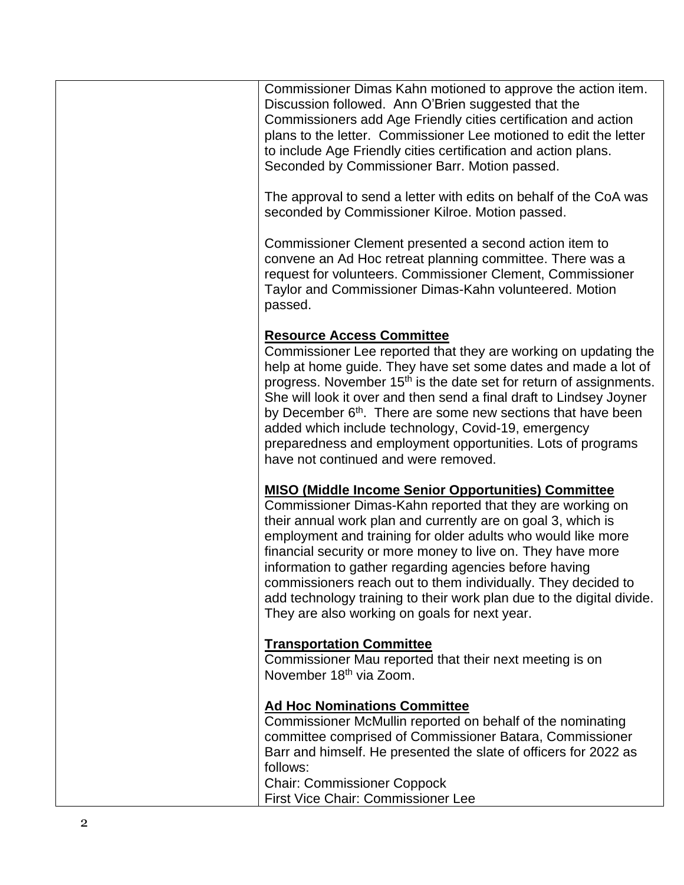Commissioner Dimas Kahn motioned to approve the action item. Discussion followed. Ann O'Brien suggested that the Commissioners add Age Friendly cities certification and action plans to the letter. Commissioner Lee motioned to edit the letter to include Age Friendly cities certification and action plans. Seconded by Commissioner Barr. Motion passed.

The approval to send a letter with edits on behalf of the CoA was seconded by Commissioner Kilroe. Motion passed.

Commissioner Clement presented a second action item to convene an Ad Hoc retreat planning committee. There was a request for volunteers. Commissioner Clement, Commissioner Taylor and Commissioner Dimas-Kahn volunteered. Motion passed.

**Resource Access Committee**

Commissioner Lee reported that they are working on updating the help at home guide. They have set some dates and made a lot of progress. November 15th is the date set for return of assignments. She will look it over and then send a final draft to Lindsey Joyner by December 6th. There are some new sections that have been added which include technology, Covid-19, emergency preparedness and employment opportunities. Lots of programs have not continued and were removed.

**MISO (Middle Income Senior Opportunities) Committee**

Commissioner Dimas-Kahn reported that they are working on their annual work plan and currently are on goal 3, which is employment and training for older adults who would like more financial security or more money to live on. They have more information to gather regarding agencies before having commissioners reach out to them individually. They decided to add technology training to their work plan due to the digital divide. They are also working on goals for next year.

**Transportation Committee**

Commissioner Mau reported that their next meeting is on November 18th via Zoom.

**Ad Hoc Nominations Committee**

Commissioner McMullin reported on behalf of the nominating committee comprised of Commissioner Batara, Commissioner Barr and himself. He presented the slate of officers for 2022 as follows:

Chair: Commissioner Coppock

First Vice Chair: Commissioner Lee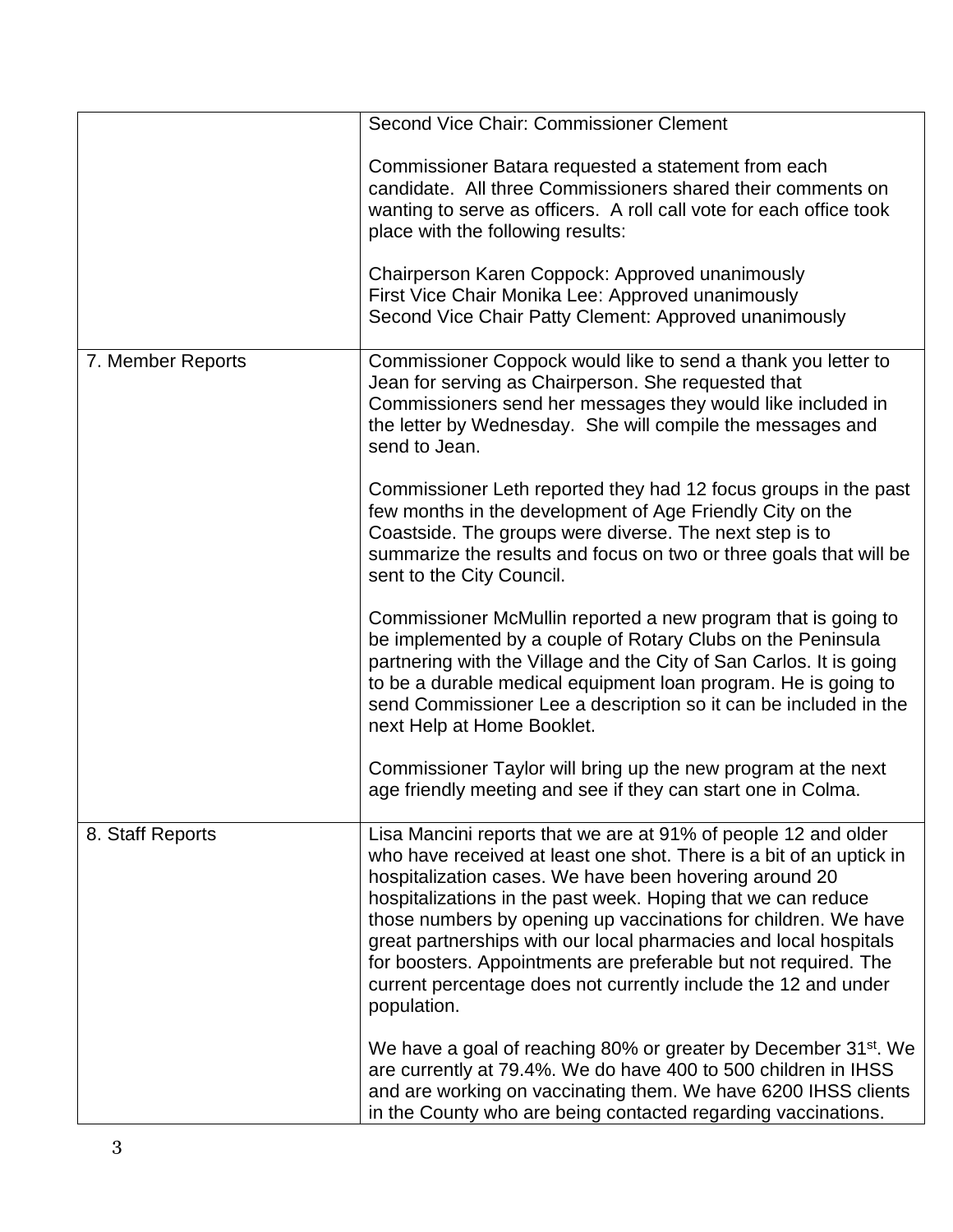| | |
|---|---|
| | Second Vice Chair: Commissioner Clement<br><br>Commissioner Batara requested a statement from each candidate. All three Commissioners shared their comments on wanting to serve as officers. A roll call vote for each office took place with the following results:<br><br>Chairperson Karen Coppock: Approved unanimously<br>First Vice Chair Monika Lee: Approved unanimously<br>Second Vice Chair Patty Clement: Approved unanimously |
| 7. Member Reports | Commissioner Coppock would like to send a thank you letter to Jean for serving as Chairperson. She requested that Commissioners send her messages they would like included in the letter by Wednesday. She will compile the messages and send to Jean.<br><br>Commissioner Leth reported they had 12 focus groups in the past few months in the development of Age Friendly City on the Coastside. The groups were diverse. The next step is to summarize the results and focus on two or three goals that will be sent to the City Council.<br><br>Commissioner McMullin reported a new program that is going to be implemented by a couple of Rotary Clubs on the Peninsula partnering with the Village and the City of San Carlos. It is going to be a durable medical equipment loan program. He is going to send Commissioner Lee a description so it can be included in the next Help at Home Booklet.<br><br>Commissioner Taylor will bring up the new program at the next age friendly meeting and see if they can start one in Colma. |
| 8. Staff Reports | Lisa Mancini reports that we are at 91% of people 12 and older who have received at least one shot. There is a bit of an uptick in hospitalization cases. We have been hovering around 20 hospitalizations in the past week. Hoping that we can reduce those numbers by opening up vaccinations for children. We have great partnerships with our local pharmacies and local hospitals for boosters. Appointments are preferable but not required. The current percentage does not currently include the 12 and under population.<br><br>We have a goal of reaching 80% or greater by December 31st. We are currently at 79.4%. We do have 400 to 500 children in IHSS and are working on vaccinating them. We have 6200 IHSS clients in the County who are being contacted regarding vaccinations. |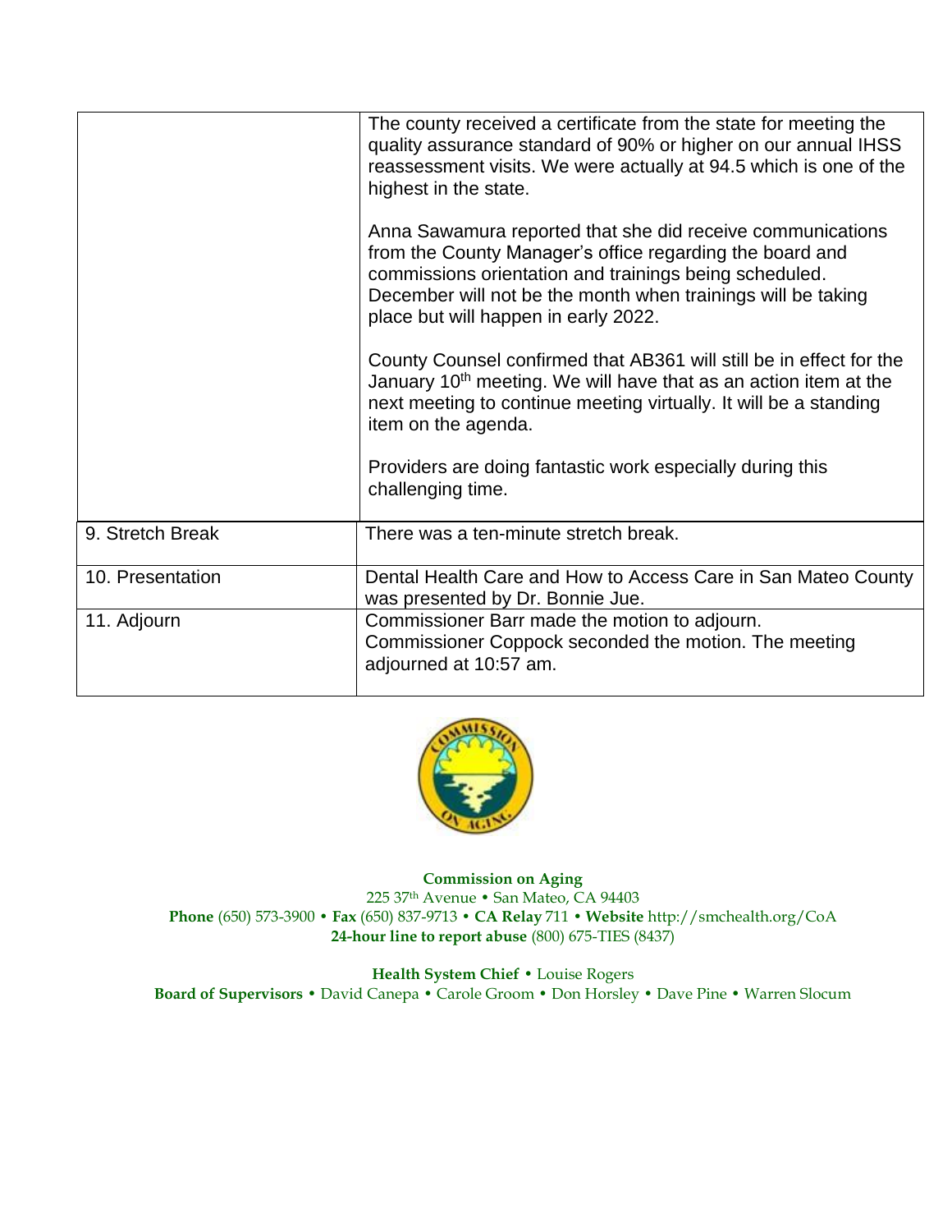| | |
|---|---|
| | The county received a certificate from the state for meeting the quality assurance standard of 90% or higher on our annual IHSS reassessment visits. We were actually at 94.5 which is one of the highest in the state.<br><br>Anna Sawamura reported that she did receive communications from the County Manager's office regarding the board and commissions orientation and trainings being scheduled. December will not be the month when trainings will be taking place but will happen in early 2022.<br><br>County Counsel confirmed that AB361 will still be in effect for the January 10th meeting. We will have that as an action item at the next meeting to continue meeting virtually. It will be a standing item on the agenda.<br><br>Providers are doing fantastic work especially during this challenging time. |
| 9. Stretch Break | There was a ten-minute stretch break. |
| 10. Presentation | Dental Health Care and How to Access Care in San Mateo County was presented by Dr. Bonnie Jue. |
| 11. Adjourn | Commissioner Barr made the motion to adjourn.<br>Commissioner Coppock seconded the motion. The meeting adjourned at 10:57 am. |

**Commission on Aging**
225 37th Avenue • San Mateo, CA 94403
**Phone** (650) 573-3900 • **Fax** (650) 837-9713 • **CA Relay** 711 • **Website** http://smchealth.org/CoA
**24-hour line to report abuse** (800) 675-TIES (8437)

**Health System Chief** • Louise Rogers
**Board of Supervisors** • David Canepa • Carole Groom • Don Horsley • Dave Pine • Warren Slocum